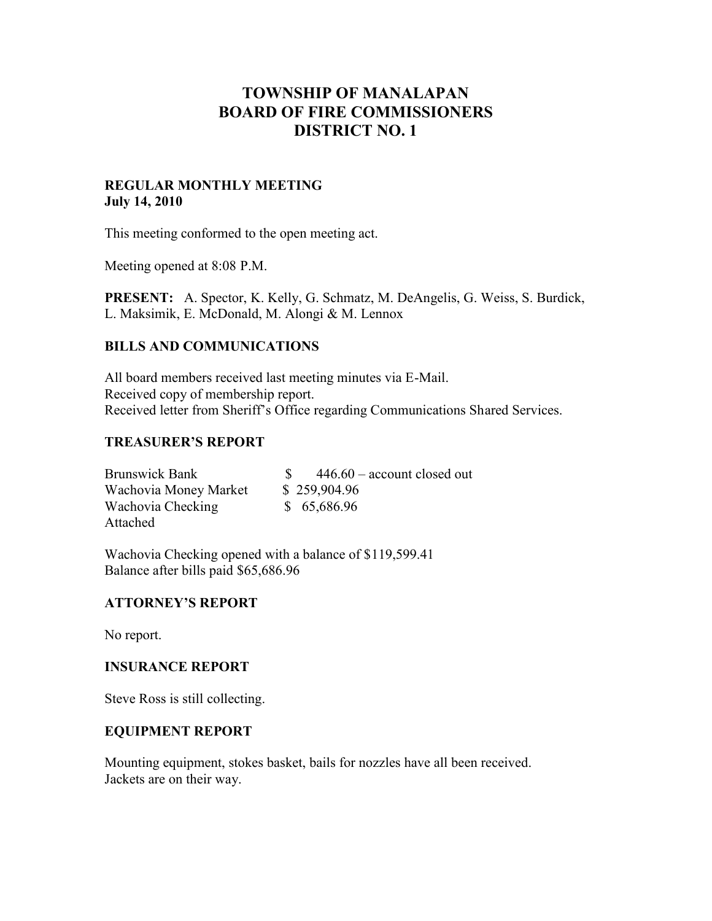# TOWNSHIP OF MANALAPAN
# BOARD OF FIRE COMMISSIONERS
# DISTRICT NO. 1

**REGULAR MONTHLY MEETING**
**July 14, 2010**

This meeting conformed to the open meeting act.

Meeting opened at 8:08 P.M.

**PRESENT:** A. Spector, K. Kelly, G. Schmatz, M. DeAngelis, G. Weiss, S. Burdick, L. Maksimik, E. McDonald, M. Alongi & M. Lennox

## BILLS AND COMMUNICATIONS

All board members received last meeting minutes via E-Mail.
Received copy of membership report.
Received letter from Sheriff's Office regarding Communications Shared Services.

## TREASURER'S REPORT

| | |
|---|---|
| Brunswick Bank | $ 446.60 – account closed out |
| Wachovia Money Market | $ 259,904.96 |
| Wachovia Checking | $ 65,686.96 |
| Attached | |

Wachovia Checking opened with a balance of $119,599.41
Balance after bills paid $65,686.96

## ATTORNEY'S REPORT

No report.

## INSURANCE REPORT

Steve Ross is still collecting.

## EQUIPMENT REPORT

Mounting equipment, stokes basket, bails for nozzles have all been received.
Jackets are on their way.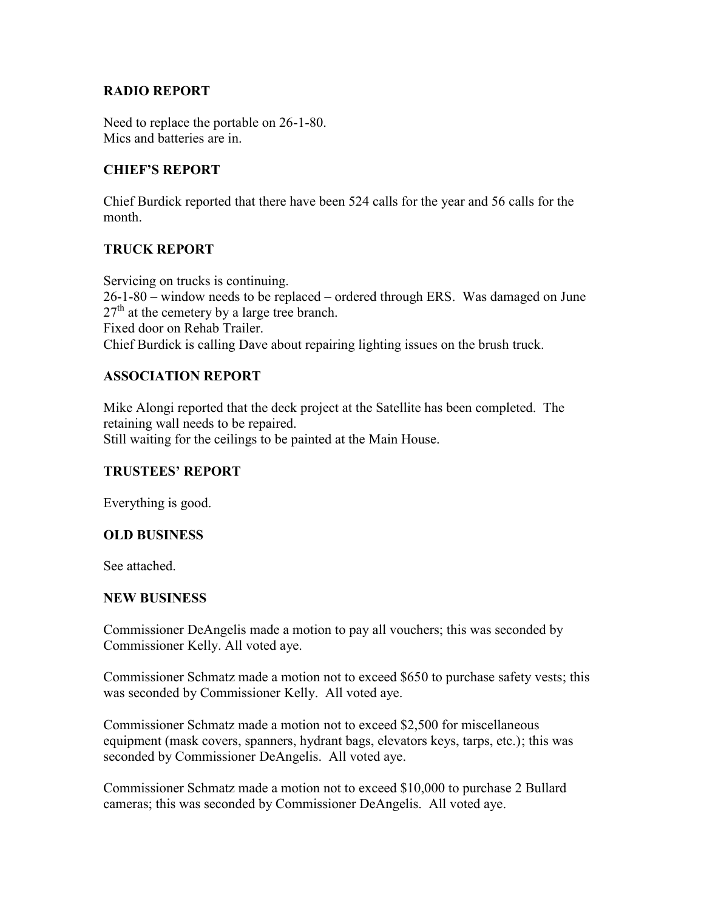## RADIO REPORT

Need to replace the portable on 26-1-80.
Mics and batteries are in.

## CHIEF'S REPORT

Chief Burdick reported that there have been 524 calls for the year and 56 calls for the month.

## TRUCK REPORT

Servicing on trucks is continuing.
26-1-80 – window needs to be replaced – ordered through ERS. Was damaged on June 27th at the cemetery by a large tree branch.
Fixed door on Rehab Trailer.
Chief Burdick is calling Dave about repairing lighting issues on the brush truck.

## ASSOCIATION REPORT

Mike Alongi reported that the deck project at the Satellite has been completed. The retaining wall needs to be repaired.
Still waiting for the ceilings to be painted at the Main House.

## TRUSTEES' REPORT

Everything is good.

## OLD BUSINESS

See attached.

## NEW BUSINESS

Commissioner DeAngelis made a motion to pay all vouchers; this was seconded by Commissioner Kelly. All voted aye.

Commissioner Schmatz made a motion not to exceed $650 to purchase safety vests; this was seconded by Commissioner Kelly. All voted aye.

Commissioner Schmatz made a motion not to exceed $2,500 for miscellaneous equipment (mask covers, spanners, hydrant bags, elevators keys, tarps, etc.); this was seconded by Commissioner DeAngelis. All voted aye.

Commissioner Schmatz made a motion not to exceed $10,000 to purchase 2 Bullard cameras; this was seconded by Commissioner DeAngelis. All voted aye.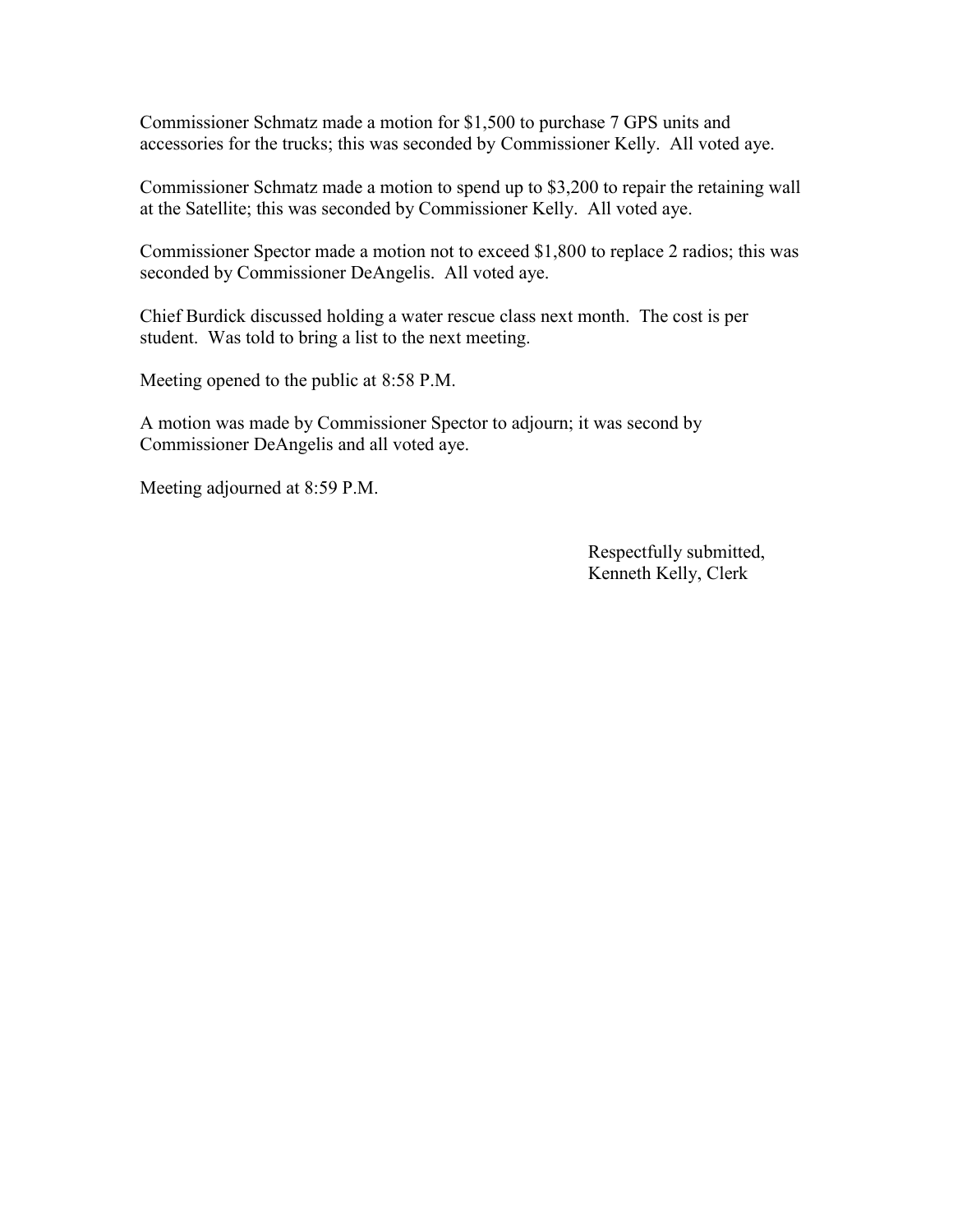Commissioner Schmatz made a motion for $1,500 to purchase 7 GPS units and accessories for the trucks; this was seconded by Commissioner Kelly. All voted aye.

Commissioner Schmatz made a motion to spend up to $3,200 to repair the retaining wall at the Satellite; this was seconded by Commissioner Kelly. All voted aye.

Commissioner Spector made a motion not to exceed $1,800 to replace 2 radios; this was seconded by Commissioner DeAngelis. All voted aye.

Chief Burdick discussed holding a water rescue class next month. The cost is per student. Was told to bring a list to the next meeting.

Meeting opened to the public at 8:58 P.M.

A motion was made by Commissioner Spector to adjourn; it was second by Commissioner DeAngelis and all voted aye.

Meeting adjourned at 8:59 P.M.

Respectfully submitted,
Kenneth Kelly, Clerk